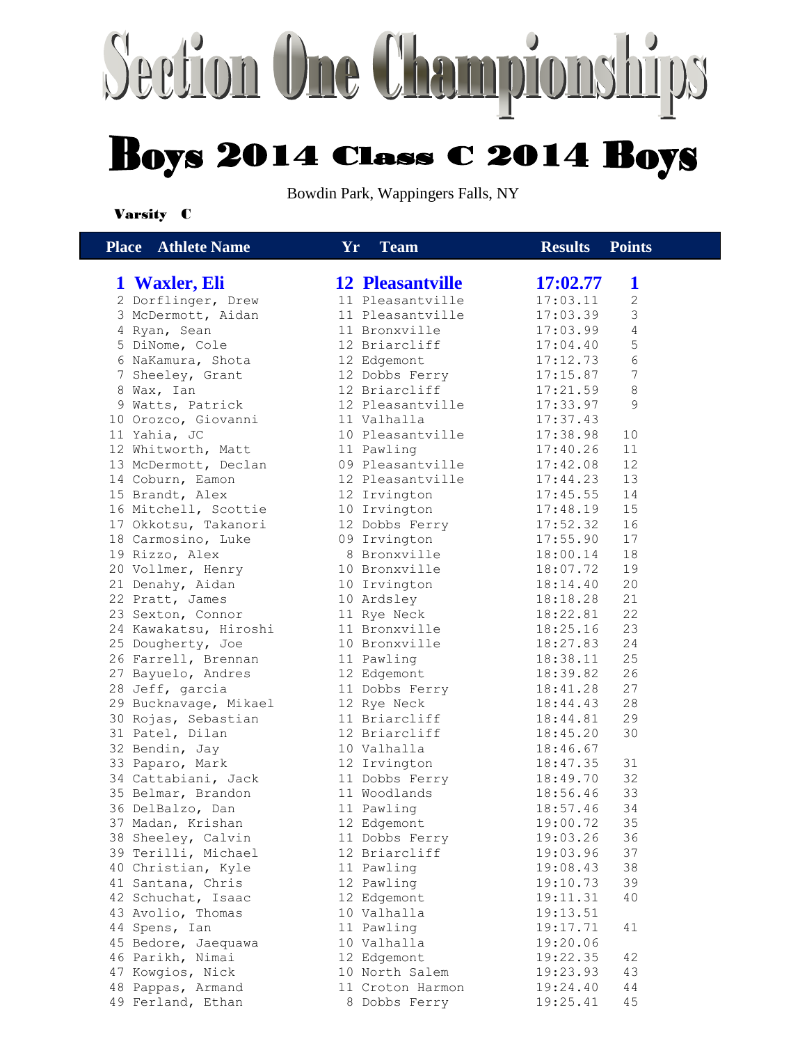# Section One Championships

## Boys 2014 Class C 2014 Boys

Bowdin Park, Wappingers Falls, NY

**Varsity C**

| Place | Athlete Name | Yr | Team | Results | Points |
|---|---|---|---|---|---|
| **1** | **Waxler, Eli** | **12** | **Pleasantville** | **17:02.77** | **1** |
| 2 | Dorflinger, Drew | 11 | Pleasantville | 17:03.11 | 2 |
| 3 | McDermott, Aidan | 11 | Pleasantville | 17:03.39 | 3 |
| 4 | Ryan, Sean | 11 | Bronxville | 17:03.99 | 4 |
| 5 | DiNome, Cole | 12 | Briarcliff | 17:04.40 | 5 |
| 6 | NaKamura, Shota | 12 | Edgemont | 17:12.73 | 6 |
| 7 | Sheeley, Grant | 12 | Dobbs Ferry | 17:15.87 | 7 |
| 8 | Wax, Ian | 12 | Briarcliff | 17:21.59 | 8 |
| 9 | Watts, Patrick | 12 | Pleasantville | 17:33.97 | 9 |
| 10 | Orozco, Giovanni | 11 | Valhalla | 17:37.43 | |
| 11 | Yahia, JC | 10 | Pleasantville | 17:38.98 | 10 |
| 12 | Whitworth, Matt | 11 | Pawling | 17:40.26 | 11 |
| 13 | McDermott, Declan | 09 | Pleasantville | 17:42.08 | 12 |
| 14 | Coburn, Eamon | 12 | Pleasantville | 17:44.23 | 13 |
| 15 | Brandt, Alex | 12 | Irvington | 17:45.55 | 14 |
| 16 | Mitchell, Scottie | 10 | Irvington | 17:48.19 | 15 |
| 17 | Okkotsu, Takanori | 12 | Dobbs Ferry | 17:52.32 | 16 |
| 18 | Carmosino, Luke | 09 | Irvington | 17:55.90 | 17 |
| 19 | Rizzo, Alex | 8 | Bronxville | 18:00.14 | 18 |
| 20 | Vollmer, Henry | 10 | Bronxville | 18:07.72 | 19 |
| 21 | Denahy, Aidan | 10 | Irvington | 18:14.40 | 20 |
| 22 | Pratt, James | 10 | Ardsley | 18:18.28 | 21 |
| 23 | Sexton, Connor | 11 | Rye Neck | 18:22.81 | 22 |
| 24 | Kawakatsu, Hiroshi | 11 | Bronxville | 18:25.16 | 23 |
| 25 | Dougherty, Joe | 10 | Bronxville | 18:27.83 | 24 |
| 26 | Farrell, Brennan | 11 | Pawling | 18:38.11 | 25 |
| 27 | Bayuelo, Andres | 12 | Edgemont | 18:39.82 | 26 |
| 28 | Jeff, garcia | 11 | Dobbs Ferry | 18:41.28 | 27 |
| 29 | Bucknavage, Mikael | 12 | Rye Neck | 18:44.43 | 28 |
| 30 | Rojas, Sebastian | 11 | Briarcliff | 18:44.81 | 29 |
| 31 | Patel, Dilan | 12 | Briarcliff | 18:45.20 | 30 |
| 32 | Bendin, Jay | 10 | Valhalla | 18:46.67 | |
| 33 | Paparo, Mark | 12 | Irvington | 18:47.35 | 31 |
| 34 | Cattabiani, Jack | 11 | Dobbs Ferry | 18:49.70 | 32 |
| 35 | Belmar, Brandon | 11 | Woodlands | 18:56.46 | 33 |
| 36 | DelBalzo, Dan | 11 | Pawling | 18:57.46 | 34 |
| 37 | Madan, Krishan | 12 | Edgemont | 19:00.72 | 35 |
| 38 | Sheeley, Calvin | 11 | Dobbs Ferry | 19:03.26 | 36 |
| 39 | Terilli, Michael | 12 | Briarcliff | 19:03.96 | 37 |
| 40 | Christian, Kyle | 11 | Pawling | 19:08.43 | 38 |
| 41 | Santana, Chris | 12 | Pawling | 19:10.73 | 39 |
| 42 | Schuchat, Isaac | 12 | Edgemont | 19:11.31 | 40 |
| 43 | Avolio, Thomas | 10 | Valhalla | 19:13.51 | |
| 44 | Spens, Ian | 11 | Pawling | 19:17.71 | 41 |
| 45 | Bedore, Jaequawa | 10 | Valhalla | 19:20.06 | |
| 46 | Parikh, Nimai | 12 | Edgemont | 19:22.35 | 42 |
| 47 | Kowgios, Nick | 10 | North Salem | 19:23.93 | 43 |
| 48 | Pappas, Armand | 11 | Croton Harmon | 19:24.40 | 44 |
| 49 | Ferland, Ethan | 8 | Dobbs Ferry | 19:25.41 | 45 |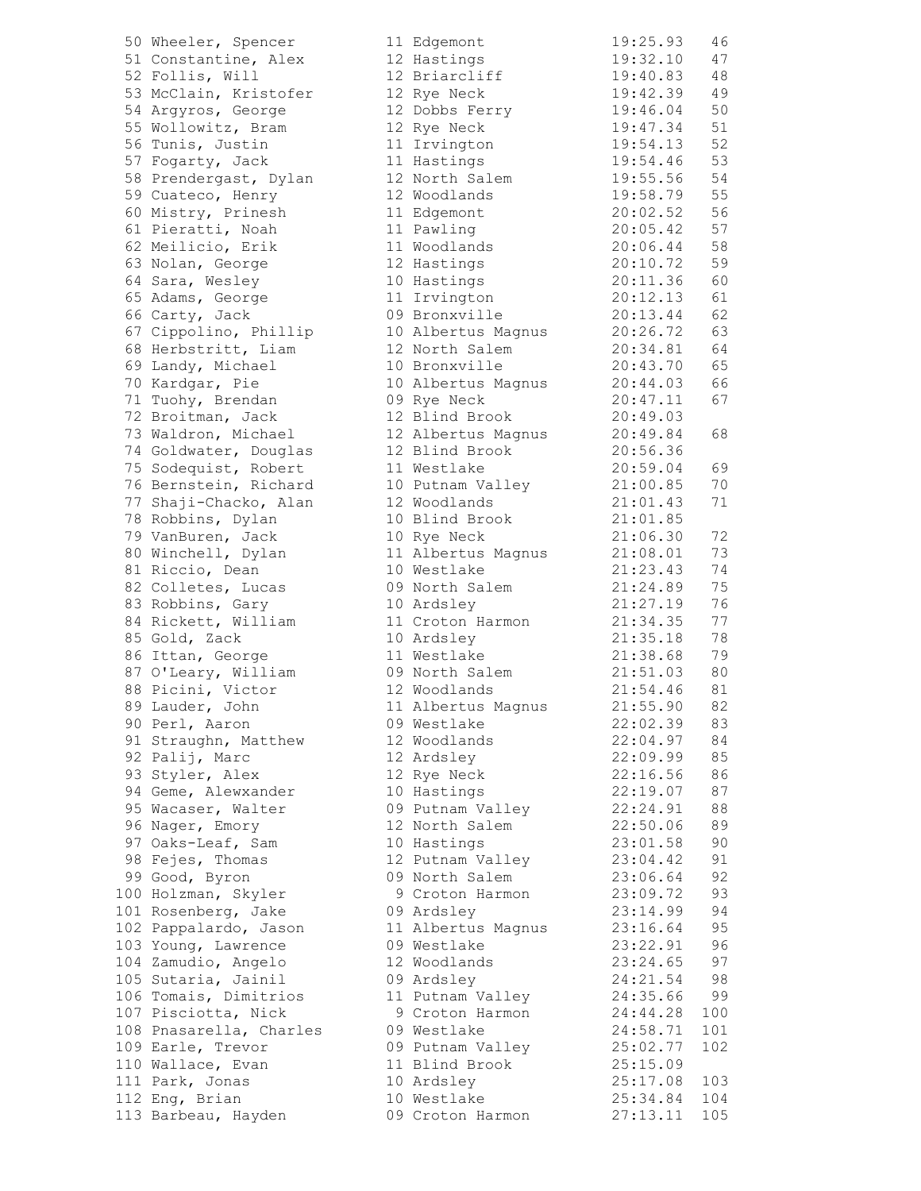| Place | Name | Year | School | Time | Points |
|---|---|---|---|---|---|
| 50 | Wheeler, Spencer | 11 | Edgemont | 19:25.93 | 46 |
| 51 | Constantine, Alex | 12 | Hastings | 19:32.10 | 47 |
| 52 | Follis, Will | 12 | Briarcliff | 19:40.83 | 48 |
| 53 | McClain, Kristofer | 12 | Rye Neck | 19:42.39 | 49 |
| 54 | Argyros, George | 12 | Dobbs Ferry | 19:46.04 | 50 |
| 55 | Wollowitz, Bram | 12 | Rye Neck | 19:47.34 | 51 |
| 56 | Tunis, Justin | 11 | Irvington | 19:54.13 | 52 |
| 57 | Fogarty, Jack | 11 | Hastings | 19:54.46 | 53 |
| 58 | Prendergast, Dylan | 12 | North Salem | 19:55.56 | 54 |
| 59 | Cuateco, Henry | 12 | Woodlands | 19:58.79 | 55 |
| 60 | Mistry, Prinesh | 11 | Edgemont | 20:02.52 | 56 |
| 61 | Pieratti, Noah | 11 | Pawling | 20:05.42 | 57 |
| 62 | Meilicio, Erik | 11 | Woodlands | 20:06.44 | 58 |
| 63 | Nolan, George | 12 | Hastings | 20:10.72 | 59 |
| 64 | Sara, Wesley | 10 | Hastings | 20:11.36 | 60 |
| 65 | Adams, George | 11 | Irvington | 20:12.13 | 61 |
| 66 | Carty, Jack | 09 | Bronxville | 20:13.44 | 62 |
| 67 | Cippolino, Phillip | 10 | Albertus Magnus | 20:26.72 | 63 |
| 68 | Herbstritt, Liam | 12 | North Salem | 20:34.81 | 64 |
| 69 | Landy, Michael | 10 | Bronxville | 20:43.70 | 65 |
| 70 | Kardgar, Pie | 10 | Albertus Magnus | 20:44.03 | 66 |
| 71 | Tuohy, Brendan | 09 | Rye Neck | 20:47.11 | 67 |
| 72 | Broitman, Jack | 12 | Blind Brook | 20:49.03 | |
| 73 | Waldron, Michael | 12 | Albertus Magnus | 20:49.84 | 68 |
| 74 | Goldwater, Douglas | 12 | Blind Brook | 20:56.36 | |
| 75 | Sodequist, Robert | 11 | Westlake | 20:59.04 | 69 |
| 76 | Bernstein, Richard | 10 | Putnam Valley | 21:00.85 | 70 |
| 77 | Shaji-Chacko, Alan | 12 | Woodlands | 21:01.43 | 71 |
| 78 | Robbins, Dylan | 10 | Blind Brook | 21:01.85 | |
| 79 | VanBuren, Jack | 10 | Rye Neck | 21:06.30 | 72 |
| 80 | Winchell, Dylan | 11 | Albertus Magnus | 21:08.01 | 73 |
| 81 | Riccio, Dean | 10 | Westlake | 21:23.43 | 74 |
| 82 | Colletes, Lucas | 09 | North Salem | 21:24.89 | 75 |
| 83 | Robbins, Gary | 10 | Ardsley | 21:27.19 | 76 |
| 84 | Rickett, William | 11 | Croton Harmon | 21:34.35 | 77 |
| 85 | Gold, Zack | 10 | Ardsley | 21:35.18 | 78 |
| 86 | Ittan, George | 11 | Westlake | 21:38.68 | 79 |
| 87 | O'Leary, William | 09 | North Salem | 21:51.03 | 80 |
| 88 | Picini, Victor | 12 | Woodlands | 21:54.46 | 81 |
| 89 | Lauder, John | 11 | Albertus Magnus | 21:55.90 | 82 |
| 90 | Perl, Aaron | 09 | Westlake | 22:02.39 | 83 |
| 91 | Straughn, Matthew | 12 | Woodlands | 22:04.97 | 84 |
| 92 | Palij, Marc | 12 | Ardsley | 22:09.99 | 85 |
| 93 | Styler, Alex | 12 | Rye Neck | 22:16.56 | 86 |
| 94 | Geme, Alewxander | 10 | Hastings | 22:19.07 | 87 |
| 95 | Wacaser, Walter | 09 | Putnam Valley | 22:24.91 | 88 |
| 96 | Nager, Emory | 12 | North Salem | 22:50.06 | 89 |
| 97 | Oaks-Leaf, Sam | 10 | Hastings | 23:01.58 | 90 |
| 98 | Fejes, Thomas | 12 | Putnam Valley | 23:04.42 | 91 |
| 99 | Good, Byron | 09 | North Salem | 23:06.64 | 92 |
| 100 | Holzman, Skyler | 9 | Croton Harmon | 23:09.72 | 93 |
| 101 | Rosenberg, Jake | 09 | Ardsley | 23:14.99 | 94 |
| 102 | Pappalardo, Jason | 11 | Albertus Magnus | 23:16.64 | 95 |
| 103 | Young, Lawrence | 09 | Westlake | 23:22.91 | 96 |
| 104 | Zamudio, Angelo | 12 | Woodlands | 23:24.65 | 97 |
| 105 | Sutaria, Jainil | 09 | Ardsley | 24:21.54 | 98 |
| 106 | Tomais, Dimitrios | 11 | Putnam Valley | 24:35.66 | 99 |
| 107 | Pisciotta, Nick | 9 | Croton Harmon | 24:44.28 | 100 |
| 108 | Pnasarella, Charles | 09 | Westlake | 24:58.71 | 101 |
| 109 | Earle, Trevor | 09 | Putnam Valley | 25:02.77 | 102 |
| 110 | Wallace, Evan | 11 | Blind Brook | 25:15.09 | |
| 111 | Park, Jonas | 10 | Ardsley | 25:17.08 | 103 |
| 112 | Eng, Brian | 10 | Westlake | 25:34.84 | 104 |
| 113 | Barbeau, Hayden | 09 | Croton Harmon | 27:13.11 | 105 |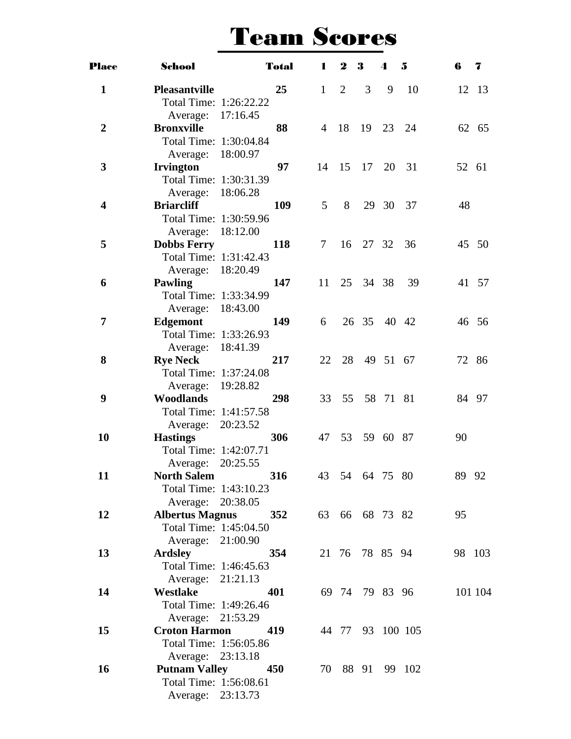# Team Scores

| Place | School | Total | 1 | 2 | 3 | 4 | 5 | 6 | 7 |
|---|---|---|---|---|---|---|---|---|---|
| 1 | **Pleasantville**<br>Total Time: 1:26:22.22<br>Average: 17:16.45 | 25 | 1 | 2 | 3 | 9 | 10 | 12 | 13 |
| 2 | **Bronxville**<br>Total Time: 1:30:04.84<br>Average: 18:00.97 | 88 | 4 | 18 | 19 | 23 | 24 | 62 | 65 |
| 3 | **Irvington**<br>Total Time: 1:30:31.39<br>Average: 18:06.28 | 97 | 14 | 15 | 17 | 20 | 31 | 52 | 61 |
| 4 | **Briarcliff**<br>Total Time: 1:30:59.96<br>Average: 18:12.00 | 109 | 5 | 8 | 29 | 30 | 37 | 48 | |
| 5 | **Dobbs Ferry**<br>Total Time: 1:31:42.43<br>Average: 18:20.49 | 118 | 7 | 16 | 27 | 32 | 36 | 45 | 50 |
| 6 | **Pawling**<br>Total Time: 1:33:34.99<br>Average: 18:43.00 | 147 | 11 | 25 | 34 | 38 | 39 | 41 | 57 |
| 7 | **Edgemont**<br>Total Time: 1:33:26.93<br>Average: 18:41.39 | 149 | 6 | 26 | 35 | 40 | 42 | 46 | 56 |
| 8 | **Rye Neck**<br>Total Time: 1:37:24.08<br>Average: 19:28.82 | 217 | 22 | 28 | 49 | 51 | 67 | 72 | 86 |
| 9 | **Woodlands**<br>Total Time: 1:41:57.58<br>Average: 20:23.52 | 298 | 33 | 55 | 58 | 71 | 81 | 84 | 97 |
| 10 | **Hastings**<br>Total Time: 1:42:07.71<br>Average: 20:25.55 | 306 | 47 | 53 | 59 | 60 | 87 | 90 | |
| 11 | **North Salem**<br>Total Time: 1:43:10.23<br>Average: 20:38.05 | 316 | 43 | 54 | 64 | 75 | 80 | 89 | 92 |
| 12 | **Albertus Magnus**<br>Total Time: 1:45:04.50<br>Average: 21:00.90 | 352 | 63 | 66 | 68 | 73 | 82 | 95 | |
| 13 | **Ardsley**<br>Total Time: 1:46:45.63<br>Average: 21:21.13 | 354 | 21 | 76 | 78 | 85 | 94 | 98 | 103 |
| 14 | **Westlake**<br>Total Time: 1:49:26.46<br>Average: 21:53.29 | 401 | 69 | 74 | 79 | 83 | 96 | 101 | 104 |
| 15 | **Croton Harmon**<br>Total Time: 1:56:05.86<br>Average: 23:13.18 | 419 | 44 | 77 | 93 | 100 | 105 | | |
| 16 | **Putnam Valley**<br>Total Time: 1:56:08.61<br>Average: 23:13.73 | 450 | 70 | 88 | 91 | 99 | 102 | | |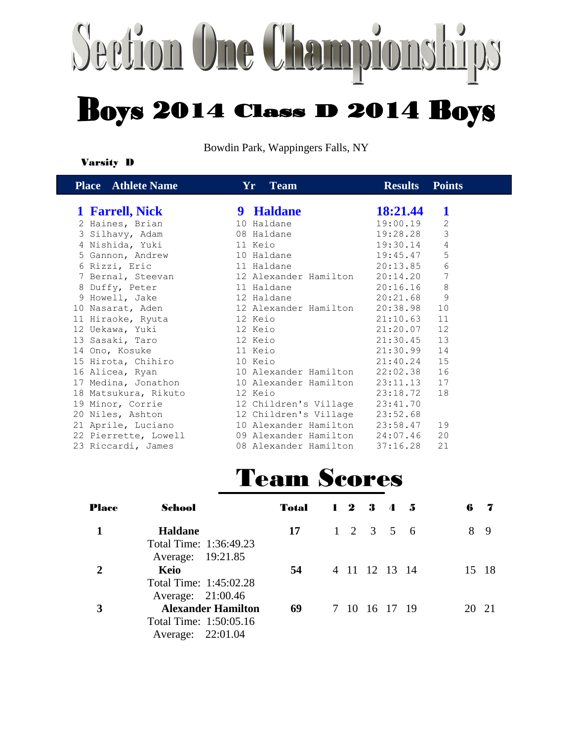# Section One Championships

## Boys 2014 Class D 2014 Boys

Bowdin Park, Wappingers Falls, NY

**Varsity D**

| Place | Athlete Name | Yr | Team | Results | Points |
|---|---|---|---|---|---|
| **1** | **Farrell, Nick** | **9** | **Haldane** | **18:21.44** | **1** |
| 2 | Haines, Brian | 10 | Haldane | 19:00.19 | 2 |
| 3 | Silhavy, Adam | 08 | Haldane | 19:28.28 | 3 |
| 4 | Nishida, Yuki | 11 | Keio | 19:30.14 | 4 |
| 5 | Gannon, Andrew | 10 | Haldane | 19:45.47 | 5 |
| 6 | Rizzi, Eric | 11 | Haldane | 20:13.85 | 6 |
| 7 | Bernal, Steevan | 12 | Alexander Hamilton | 20:14.20 | 7 |
| 8 | Duffy, Peter | 11 | Haldane | 20:16.16 | 8 |
| 9 | Howell, Jake | 12 | Haldane | 20:21.68 | 9 |
| 10 | Nasarat, Aden | 12 | Alexander Hamilton | 20:38.98 | 10 |
| 11 | Hiraoke, Ryuta | 12 | Keio | 21:10.63 | 11 |
| 12 | Uekawa, Yuki | 12 | Keio | 21:20.07 | 12 |
| 13 | Sasaki, Taro | 12 | Keio | 21:30.45 | 13 |
| 14 | Ono, Kosuke | 11 | Keio | 21:30.99 | 14 |
| 15 | Hirota, Chihiro | 10 | Keio | 21:40.24 | 15 |
| 16 | Alicea, Ryan | 10 | Alexander Hamilton | 22:02.38 | 16 |
| 17 | Medina, Jonathon | 10 | Alexander Hamilton | 23:11.13 | 17 |
| 18 | Matsukura, Rikuto | 12 | Keio | 23:18.72 | 18 |
| 19 | Minor, Corrie | 12 | Children's Village | 23:41.70 | |
| 20 | Niles, Ashton | 12 | Children's Village | 23:52.68 | |
| 21 | Aprile, Luciano | 10 | Alexander Hamilton | 23:58.47 | 19 |
| 22 | Pierrette, Lowell | 09 | Alexander Hamilton | 24:07.46 | 20 |
| 23 | Riccardi, James | 08 | Alexander Hamilton | 37:16.28 | 21 |

## Team Scores

| Place | School | Total | 1 | 2 | 3 | 4 | 5 | 6 | 7 |
|---|---|---|---|---|---|---|---|---|---|
| **1** | **Haldane**<br>Total Time: 1:36:49.23<br>Average: 19:21.85 | **17** | 1 | 2 | 3 | 5 | 6 | 8 | 9 |
| **2** | **Keio**<br>Total Time: 1:45:02.28<br>Average: 21:00.46 | **54** | 4 | 11 | 12 | 13 | 14 | 15 | 18 |
| **3** | **Alexander Hamilton**<br>Total Time: 1:50:05.16<br>Average: 22:01.04 | **69** | 7 | 10 | 16 | 17 | 19 | 20 | 21 |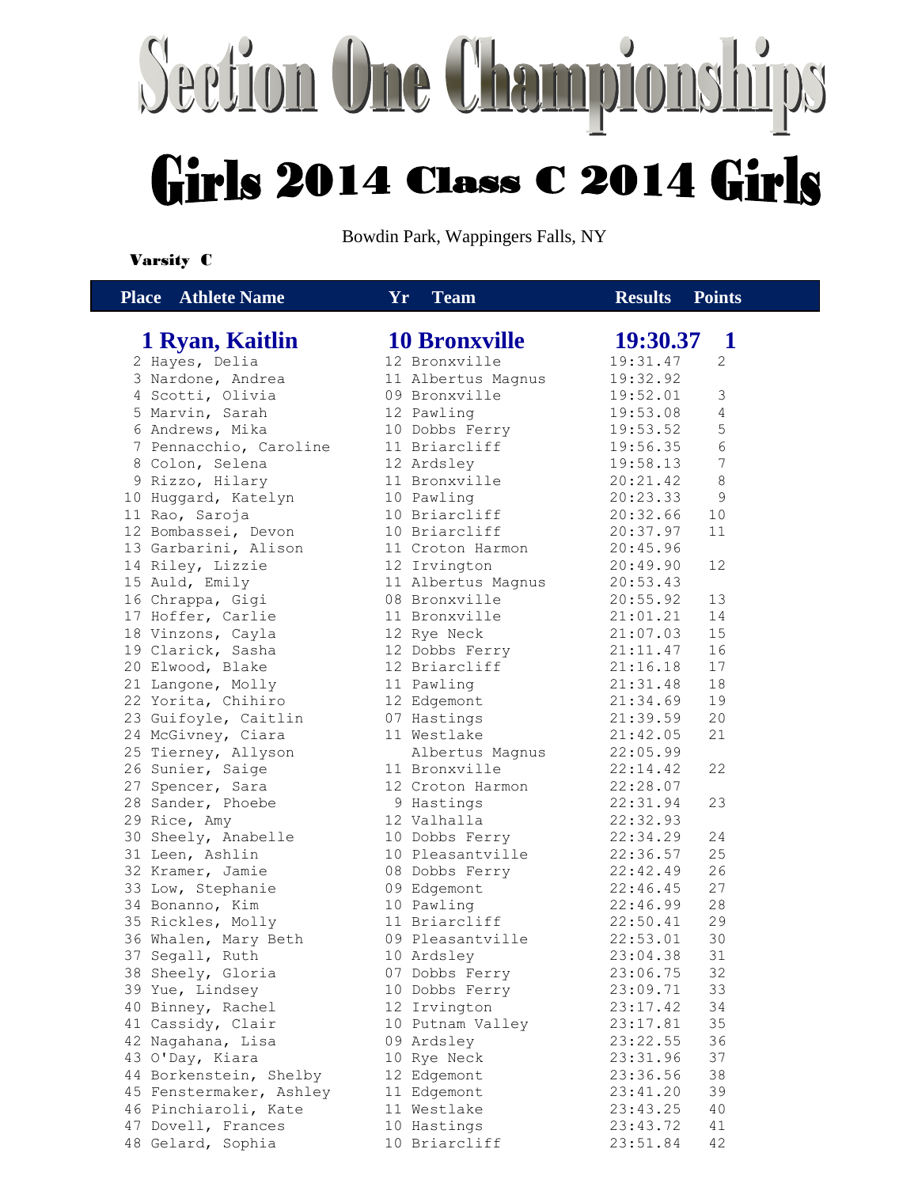# Section One Championships

## Girls 2014 Class C 2014 Girls

Bowdin Park, Wappingers Falls, NY

**Varsity C**

| Place | Athlete Name | Yr | Team | Results | Points |
|---|---|---|---|---|---|
| **1** | **Ryan, Kaitlin** | **10** | **Bronxville** | **19:30.37** | **1** |
| 2 | Hayes, Delia | 12 | Bronxville | 19:31.47 | 2 |
| 3 | Nardone, Andrea | 11 | Albertus Magnus | 19:32.92 | |
| 4 | Scotti, Olivia | 09 | Bronxville | 19:52.01 | 3 |
| 5 | Marvin, Sarah | 12 | Pawling | 19:53.08 | 4 |
| 6 | Andrews, Mika | 10 | Dobbs Ferry | 19:53.52 | 5 |
| 7 | Pennacchio, Caroline | 11 | Briarcliff | 19:56.35 | 6 |
| 8 | Colon, Selena | 12 | Ardsley | 19:58.13 | 7 |
| 9 | Rizzo, Hilary | 11 | Bronxville | 20:21.42 | 8 |
| 10 | Huggard, Katelyn | 10 | Pawling | 20:23.33 | 9 |
| 11 | Rao, Saroja | 10 | Briarcliff | 20:32.66 | 10 |
| 12 | Bombassei, Devon | 10 | Briarcliff | 20:37.97 | 11 |
| 13 | Garbarini, Alison | 11 | Croton Harmon | 20:45.96 | |
| 14 | Riley, Lizzie | 12 | Irvington | 20:49.90 | 12 |
| 15 | Auld, Emily | 11 | Albertus Magnus | 20:53.43 | |
| 16 | Chrappa, Gigi | 08 | Bronxville | 20:55.92 | 13 |
| 17 | Hoffer, Carlie | 11 | Bronxville | 21:01.21 | 14 |
| 18 | Vinzons, Cayla | 12 | Rye Neck | 21:07.03 | 15 |
| 19 | Clarick, Sasha | 12 | Dobbs Ferry | 21:11.47 | 16 |
| 20 | Elwood, Blake | 12 | Briarcliff | 21:16.18 | 17 |
| 21 | Langone, Molly | 11 | Pawling | 21:31.48 | 18 |
| 22 | Yorita, Chihiro | 12 | Edgemont | 21:34.69 | 19 |
| 23 | Guifoyle, Caitlin | 07 | Hastings | 21:39.59 | 20 |
| 24 | McGivney, Ciara | 11 | Westlake | 21:42.05 | 21 |
| 25 | Tierney, Allyson | | Albertus Magnus | 22:05.99 | |
| 26 | Sunier, Saige | 11 | Bronxville | 22:14.42 | 22 |
| 27 | Spencer, Sara | 12 | Croton Harmon | 22:28.07 | |
| 28 | Sander, Phoebe | 9 | Hastings | 22:31.94 | 23 |
| 29 | Rice, Amy | 12 | Valhalla | 22:32.93 | |
| 30 | Sheely, Anabelle | 10 | Dobbs Ferry | 22:34.29 | 24 |
| 31 | Leen, Ashlin | 10 | Pleasantville | 22:36.57 | 25 |
| 32 | Kramer, Jamie | 08 | Dobbs Ferry | 22:42.49 | 26 |
| 33 | Low, Stephanie | 09 | Edgemont | 22:46.45 | 27 |
| 34 | Bonanno, Kim | 10 | Pawling | 22:46.99 | 28 |
| 35 | Rickles, Molly | 11 | Briarcliff | 22:50.41 | 29 |
| 36 | Whalen, Mary Beth | 09 | Pleasantville | 22:53.01 | 30 |
| 37 | Segall, Ruth | 10 | Ardsley | 23:04.38 | 31 |
| 38 | Sheely, Gloria | 07 | Dobbs Ferry | 23:06.75 | 32 |
| 39 | Yue, Lindsey | 10 | Dobbs Ferry | 23:09.71 | 33 |
| 40 | Binney, Rachel | 12 | Irvington | 23:17.42 | 34 |
| 41 | Cassidy, Clair | 10 | Putnam Valley | 23:17.81 | 35 |
| 42 | Nagahana, Lisa | 09 | Ardsley | 23:22.55 | 36 |
| 43 | O'Day, Kiara | 10 | Rye Neck | 23:31.96 | 37 |
| 44 | Borkenstein, Shelby | 12 | Edgemont | 23:36.56 | 38 |
| 45 | Fenstermaker, Ashley | 11 | Edgemont | 23:41.20 | 39 |
| 46 | Pinchiaroli, Kate | 11 | Westlake | 23:43.25 | 40 |
| 47 | Dovell, Frances | 10 | Hastings | 23:43.72 | 41 |
| 48 | Gelard, Sophia | 10 | Briarcliff | 23:51.84 | 42 |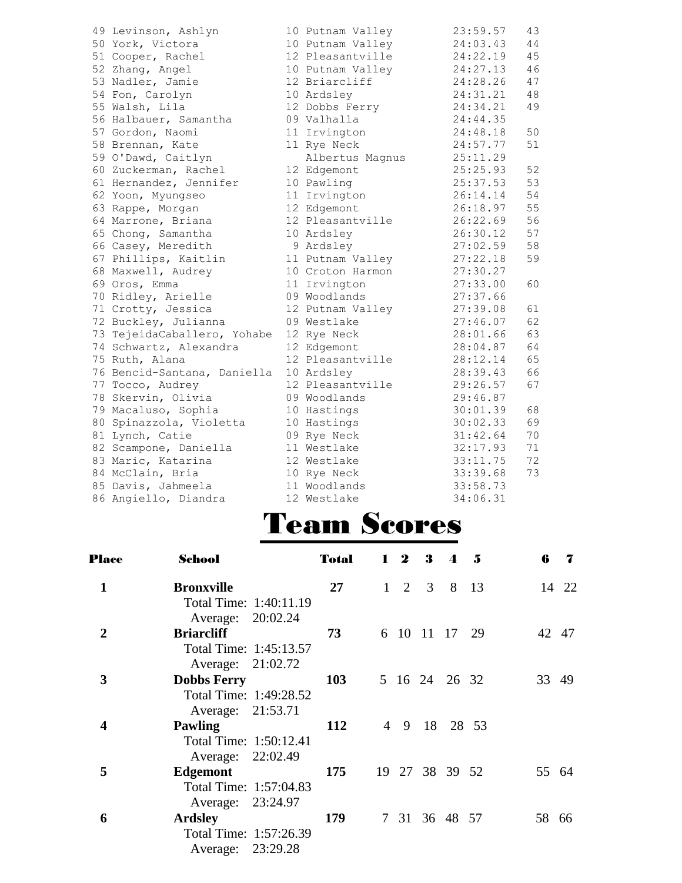```
49 Levinson, Ashlyn          10 Putnam Valley        23:59.57   43
50 York, Victora             10 Putnam Valley        24:03.43   44
51 Cooper, Rachel            12 Pleasantville        24:22.19   45
52 Zhang, Angel              10 Putnam Valley        24:27.13   46
53 Nadler, Jamie             12 Briarcliff           24:28.26   47
54 Fon, Carolyn              10 Ardsley              24:31.21   48
55 Walsh, Lila               12 Dobbs Ferry          24:34.21   49
56 Halbauer, Samantha        09 Valhalla             24:44.35
57 Gordon, Naomi             11 Irvington            24:48.18   50
58 Brennan, Kate             11 Rye Neck             24:57.77   51
59 O'Dawd, Caitlyn              Albertus Magnus      25:11.29
60 Zuckerman, Rachel         12 Edgemont             25:25.93   52
61 Hernandez, Jennifer       10 Pawling              25:37.53   53
62 Yoon, Myungseo            11 Irvington            26:14.14   54
63 Rappe, Morgan             12 Edgemont             26:18.97   55
64 Marrone, Briana           12 Pleasantville        26:22.69   56
65 Chong, Samantha           10 Ardsley              26:30.12   57
66 Casey, Meredith            9 Ardsley              27:02.59   58
67 Phillips, Kaitlin         11 Putnam Valley        27:22.18   59
68 Maxwell, Audrey           10 Croton Harmon        27:30.27
69 Oros, Emma                11 Irvington            27:33.00   60
70 Ridley, Arielle           09 Woodlands            27:37.66
71 Crotty, Jessica           12 Putnam Valley        27:39.08   61
72 Buckley, Julianna         09 Westlake             27:46.07   62
73 TejeidaCaballero, Yohabe  12 Rye Neck             28:01.66   63
74 Schwartz, Alexandra       12 Edgemont             28:04.87   64
75 Ruth, Alana               12 Pleasantville        28:12.14   65
76 Bencid-Santana, Daniella  10 Ardsley              28:39.43   66
77 Tocco, Audrey             12 Pleasantville        29:26.57   67
78 Skervin, Olivia           09 Woodlands            29:46.87
79 Macaluso, Sophia          10 Hastings             30:01.39   68
80 Spinazzola, Violetta      10 Hastings             30:02.33   69
81 Lynch, Catie              09 Rye Neck             31:42.64   70
82 Scampone, Daniella        11 Westlake             32:17.93   71
83 Maric, Katarina           12 Westlake             33:11.75   72
84 McClain, Bria             10 Rye Neck             33:39.68   73
85 Davis, Jahmeela           11 Woodlands            33:58.73
86 Angiello, Diandra         12 Westlake             34:06.31
```

# Team Scores

| Place | School | Total | 1 | 2 | 3 | 4 | 5 | 6 | 7 |
|---|---|---|---|---|---|---|---|---|---|
| **1** | **Bronxville**<br>Total Time: 1:40:11.19<br>Average: 20:02.24 | **27** | 1 | 2 | 3 | 8 | 13 | 14 | 22 |
| **2** | **Briarcliff**<br>Total Time: 1:45:13.57<br>Average: 21:02.72 | **73** | 6 | 10 | 11 | 17 | 29 | 42 | 47 |
| **3** | **Dobbs Ferry**<br>Total Time: 1:49:28.52<br>Average: 21:53.71 | **103** | 5 | 16 | 24 | 26 | 32 | 33 | 49 |
| **4** | **Pawling**<br>Total Time: 1:50:12.41<br>Average: 22:02.49 | **112** | 4 | 9 | 18 | 28 | 53 | | |
| **5** | **Edgemont**<br>Total Time: 1:57:04.83<br>Average: 23:24.97 | **175** | 19 | 27 | 38 | 39 | 52 | 55 | 64 |
| **6** | **Ardsley**<br>Total Time: 1:57:26.39<br>Average: 23:29.28 | **179** | 7 | 31 | 36 | 48 | 57 | 58 | 66 |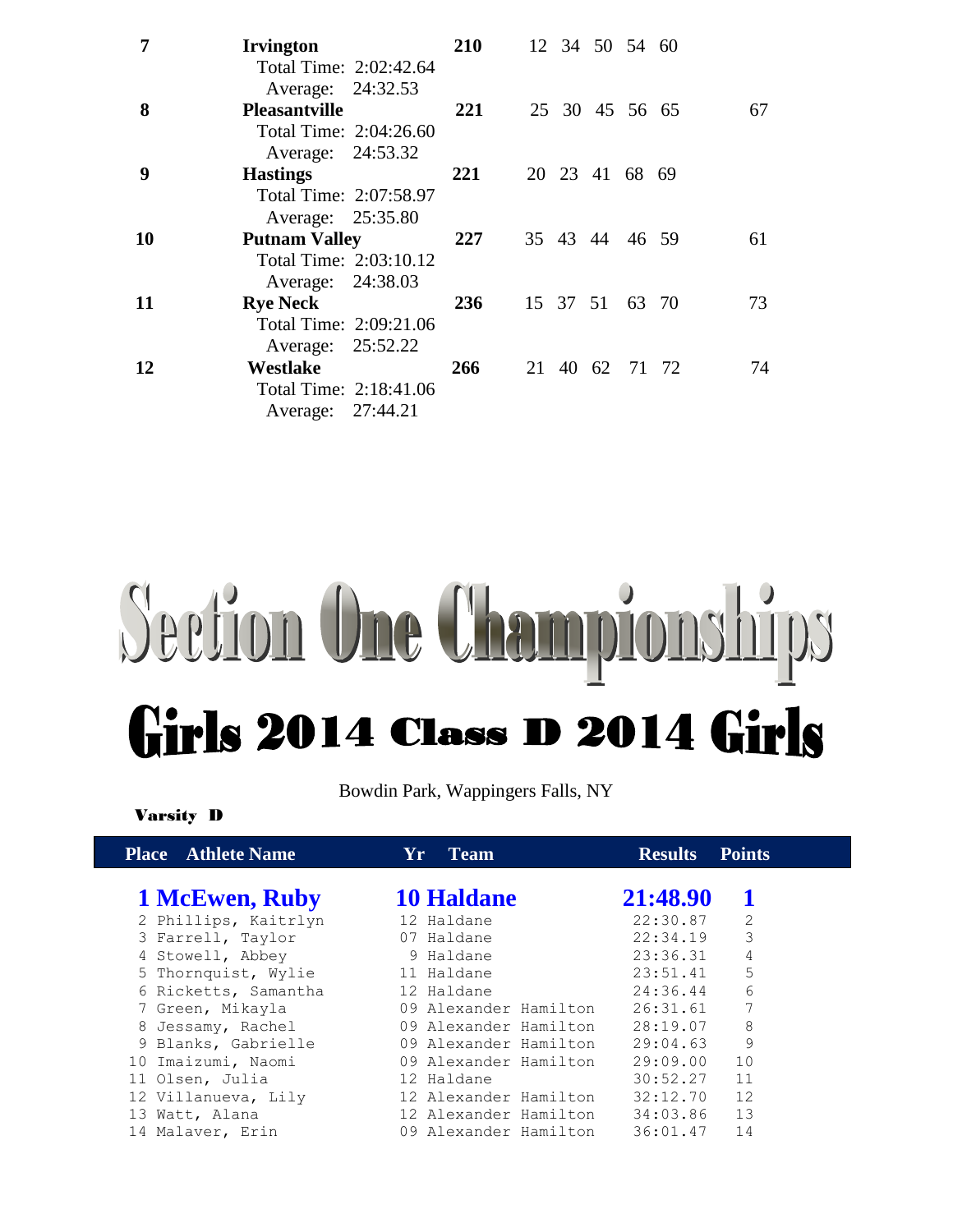| Place | Team | Score | 1 | 2 | 3 | 4 | 5 | 6 | 7 |
|---|---|---|---|---|---|---|---|---|---|
| 7 | **Irvington** Total Time: 2:02:42.64 Average: 24:32.53 | 210 | 12 | 34 | 50 | 54 | 60 | | |
| 8 | **Pleasantville** Total Time: 2:04:26.60 Average: 24:53.32 | 221 | 25 | 30 | 45 | 56 | 65 | | 67 |
| 9 | **Hastings** Total Time: 2:07:58.97 Average: 25:35.80 | 221 | 20 | 23 | 41 | 68 | 69 | | |
| 10 | **Putnam Valley** Total Time: 2:03:10.12 Average: 24:38.03 | 227 | 35 | 43 | 44 | 46 | 59 | | 61 |
| 11 | **Rye Neck** Total Time: 2:09:21.06 Average: 25:52.22 | 236 | 15 | 37 | 51 | 63 | 70 | | 73 |
| 12 | **Westlake** Total Time: 2:18:41.06 Average: 27:44.21 | 266 | 21 | 40 | 62 | 71 | 72 | | 74 |

# Section One Championships

## Girls 2014 Class D 2014 Girls

Bowdin Park, Wappingers Falls, NY

**Varsity D**

| Place | Athlete Name | Yr | Team | Results | Points |
|---|---|---|---|---|---|
| 1 | McEwen, Ruby | 10 | Haldane | 21:48.90 | 1 |
| 2 | Phillips, Kaitrlyn | 12 | Haldane | 22:30.87 | 2 |
| 3 | Farrell, Taylor | 07 | Haldane | 22:34.19 | 3 |
| 4 | Stowell, Abbey | 9 | Haldane | 23:36.31 | 4 |
| 5 | Thornquist, Wylie | 11 | Haldane | 23:51.41 | 5 |
| 6 | Ricketts, Samantha | 12 | Haldane | 24:36.44 | 6 |
| 7 | Green, Mikayla | 09 | Alexander Hamilton | 26:31.61 | 7 |
| 8 | Jessamy, Rachel | 09 | Alexander Hamilton | 28:19.07 | 8 |
| 9 | Blanks, Gabrielle | 09 | Alexander Hamilton | 29:04.63 | 9 |
| 10 | Imaizumi, Naomi | 09 | Alexander Hamilton | 29:09.00 | 10 |
| 11 | Olsen, Julia | 12 | Haldane | 30:52.27 | 11 |
| 12 | Villanueva, Lily | 12 | Alexander Hamilton | 32:12.70 | 12 |
| 13 | Watt, Alana | 12 | Alexander Hamilton | 34:03.86 | 13 |
| 14 | Malaver, Erin | 09 | Alexander Hamilton | 36:01.47 | 14 |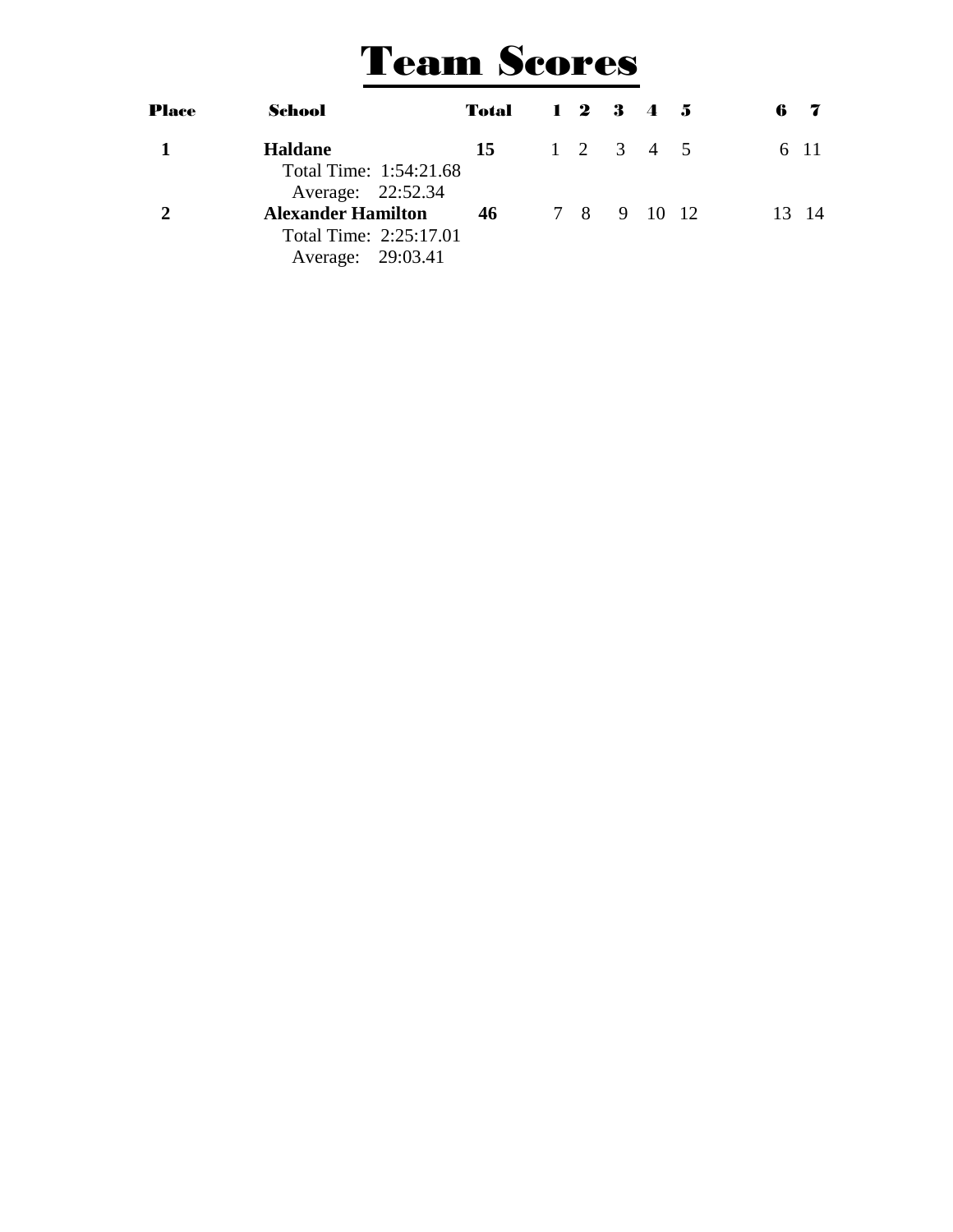# Team Scores

| Place | School | Total | 1 | 2 | 3 | 4 | 5 | 6 | 7 |
|---|---|---|---|---|---|---|---|---|---|
| **1** | **Haldane** | **15** | 1 | 2 | 3 | 4 | 5 | 6 | 11 |
| | Total Time: 1:54:21.68 | | | | | | | | |
| | Average: 22:52.34 | | | | | | | | |
| **2** | **Alexander Hamilton** | **46** | 7 | 8 | 9 | 10 | 12 | 13 | 14 |
| | Total Time: 2:25:17.01 | | | | | | | | |
| | Average: 29:03.41 | | | | | | | | |